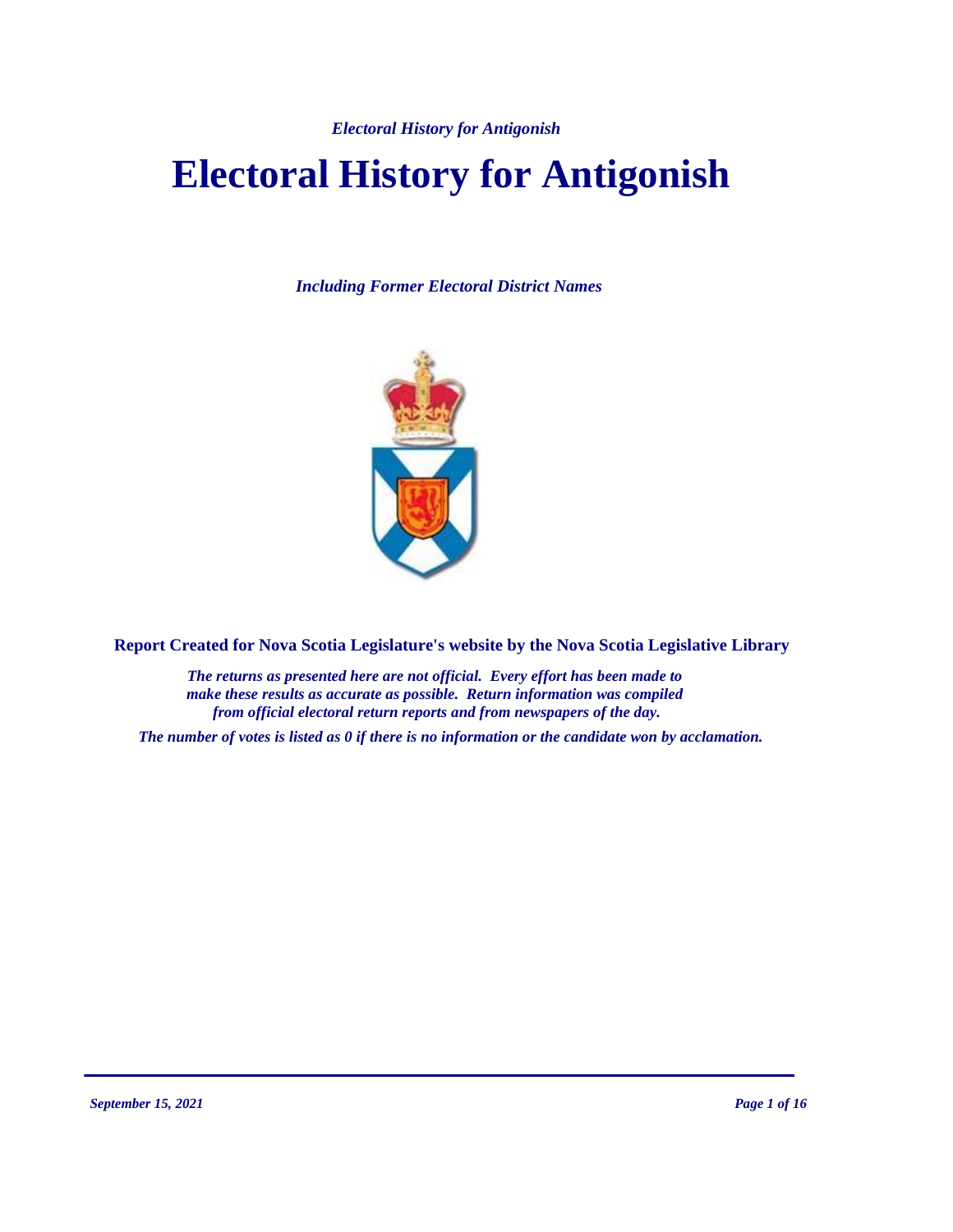# Electoral History for Antigonish

*Including Former Electoral District Names*

**Report Created for Nova Scotia Legislature's website by the Nova Scotia Legislative Library**

*The returns as presented here are not official. Every effort has been made to make these results as accurate as possible. Return information was compiled from official electoral return reports and from newspapers of the day.*

*The number of votes is listed as 0 if there is no information or the candidate won by acclamation.*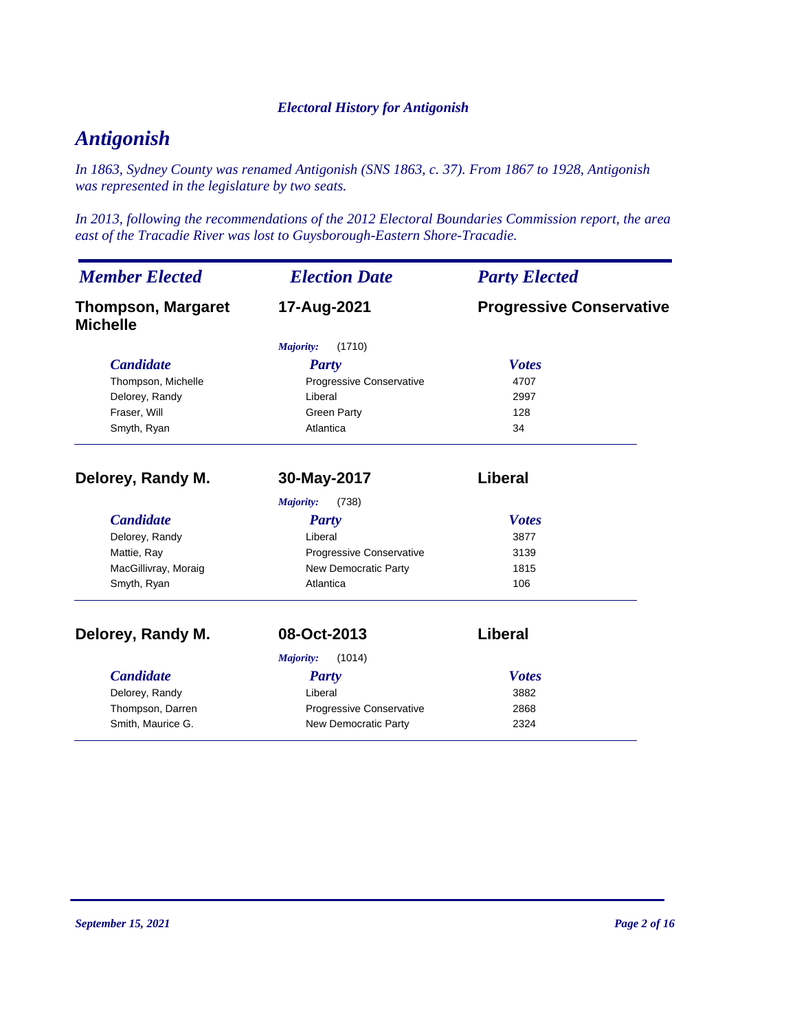*Electoral History for Antigonish*

# Antigonish

*In 1863, Sydney County was renamed Antigonish (SNS 1863, c. 37). From 1867 to 1928, Antigonish was represented in the legislature by two seats.*

*In 2013, following the recommendations of the 2012 Electoral Boundaries Commission report, the area east of the Tracadie River was lost to Guysborough-Eastern Shore-Tracadie.*

| *Member Elected* | *Election Date* | *Party Elected* |
|---|---|---|
| **Thompson, Margaret Michelle** | **17-Aug-2021** | **Progressive Conservative** |

*Majority:* (1710)

| *Candidate* | *Party* | *Votes* |
|---|---|---|
| Thompson, Michelle | Progressive Conservative | 4707 |
| Delorey, Randy | Liberal | 2997 |
| Fraser, Will | Green Party | 128 |
| Smyth, Ryan | Atlantica | 34 |

| *Member Elected* | *Election Date* | *Party Elected* |
|---|---|---|
| **Delorey, Randy M.** | **30-May-2017** | **Liberal** |

*Majority:* (738)

| *Candidate* | *Party* | *Votes* |
|---|---|---|
| Delorey, Randy | Liberal | 3877 |
| Mattie, Ray | Progressive Conservative | 3139 |
| MacGillivray, Moraig | New Democratic Party | 1815 |
| Smyth, Ryan | Atlantica | 106 |

| *Member Elected* | *Election Date* | *Party Elected* |
|---|---|---|
| **Delorey, Randy M.** | **08-Oct-2013** | **Liberal** |

*Majority:* (1014)

| *Candidate* | *Party* | *Votes* |
|---|---|---|
| Delorey, Randy | Liberal | 3882 |
| Thompson, Darren | Progressive Conservative | 2868 |
| Smith, Maurice G. | New Democratic Party | 2324 |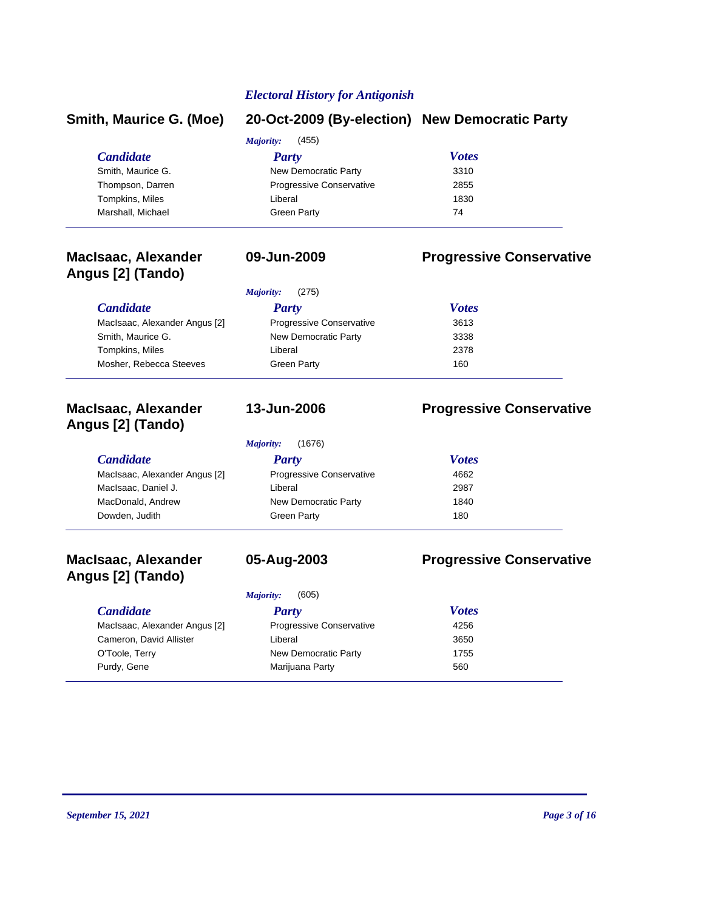*Electoral History for Antigonish*

## Smith, Maurice G. (Moe) — 20-Oct-2009 (By-election) — New Democratic Party

*Majority:* (455)

| Candidate | Party | Votes |
|---|---|---|
| Smith, Maurice G. | New Democratic Party | 3310 |
| Thompson, Darren | Progressive Conservative | 2855 |
| Tompkins, Miles | Liberal | 1830 |
| Marshall, Michael | Green Party | 74 |

## MacIsaac, Alexander Angus [2] (Tando) — 09-Jun-2009 — Progressive Conservative

*Majority:* (275)

| Candidate | Party | Votes |
|---|---|---|
| MacIsaac, Alexander Angus [2] | Progressive Conservative | 3613 |
| Smith, Maurice G. | New Democratic Party | 3338 |
| Tompkins, Miles | Liberal | 2378 |
| Mosher, Rebecca Steeves | Green Party | 160 |

## MacIsaac, Alexander Angus [2] (Tando) — 13-Jun-2006 — Progressive Conservative

*Majority:* (1676)

| Candidate | Party | Votes |
|---|---|---|
| MacIsaac, Alexander Angus [2] | Progressive Conservative | 4662 |
| MacIsaac, Daniel J. | Liberal | 2987 |
| MacDonald, Andrew | New Democratic Party | 1840 |
| Dowden, Judith | Green Party | 180 |

## MacIsaac, Alexander Angus [2] (Tando) — 05-Aug-2003 — Progressive Conservative

*Majority:* (605)

| Candidate | Party | Votes |
|---|---|---|
| MacIsaac, Alexander Angus [2] | Progressive Conservative | 4256 |
| Cameron, David Allister | Liberal | 3650 |
| O'Toole, Terry | New Democratic Party | 1755 |
| Purdy, Gene | Marijuana Party | 560 |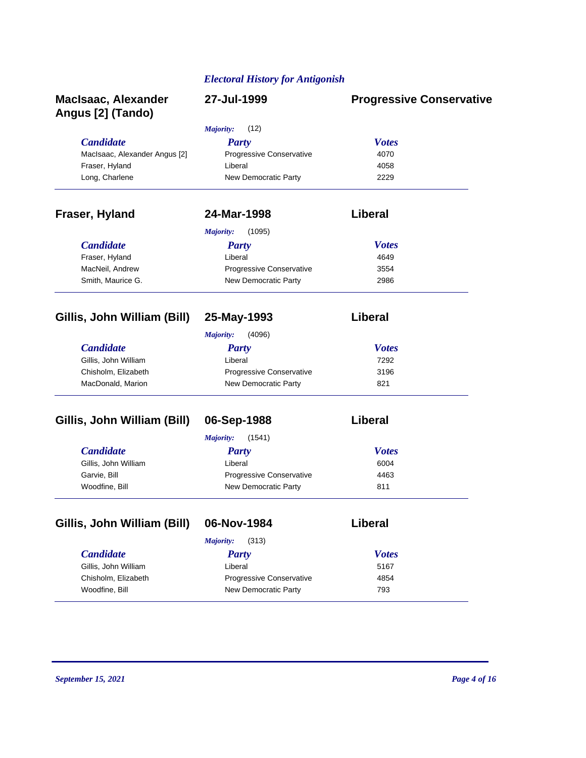*Electoral History for Antigonish*

## MacIsaac, Alexander Angus [2] (Tando) — 27-Jul-1999 — Progressive Conservative

*Majority:* (12)

| Candidate | Party | Votes |
|---|---|---|
| MacIsaac, Alexander Angus [2] | Progressive Conservative | 4070 |
| Fraser, Hyland | Liberal | 4058 |
| Long, Charlene | New Democratic Party | 2229 |

## Fraser, Hyland — 24-Mar-1998 — Liberal

*Majority:* (1095)

| Candidate | Party | Votes |
|---|---|---|
| Fraser, Hyland | Liberal | 4649 |
| MacNeil, Andrew | Progressive Conservative | 3554 |
| Smith, Maurice G. | New Democratic Party | 2986 |

## Gillis, John William (Bill) — 25-May-1993 — Liberal

*Majority:* (4096)

| Candidate | Party | Votes |
|---|---|---|
| Gillis, John William | Liberal | 7292 |
| Chisholm, Elizabeth | Progressive Conservative | 3196 |
| MacDonald, Marion | New Democratic Party | 821 |

## Gillis, John William (Bill) — 06-Sep-1988 — Liberal

*Majority:* (1541)

| Candidate | Party | Votes |
|---|---|---|
| Gillis, John William | Liberal | 6004 |
| Garvie, Bill | Progressive Conservative | 4463 |
| Woodfine, Bill | New Democratic Party | 811 |

## Gillis, John William (Bill) — 06-Nov-1984 — Liberal

*Majority:* (313)

| Candidate | Party | Votes |
|---|---|---|
| Gillis, John William | Liberal | 5167 |
| Chisholm, Elizabeth | Progressive Conservative | 4854 |
| Woodfine, Bill | New Democratic Party | 793 |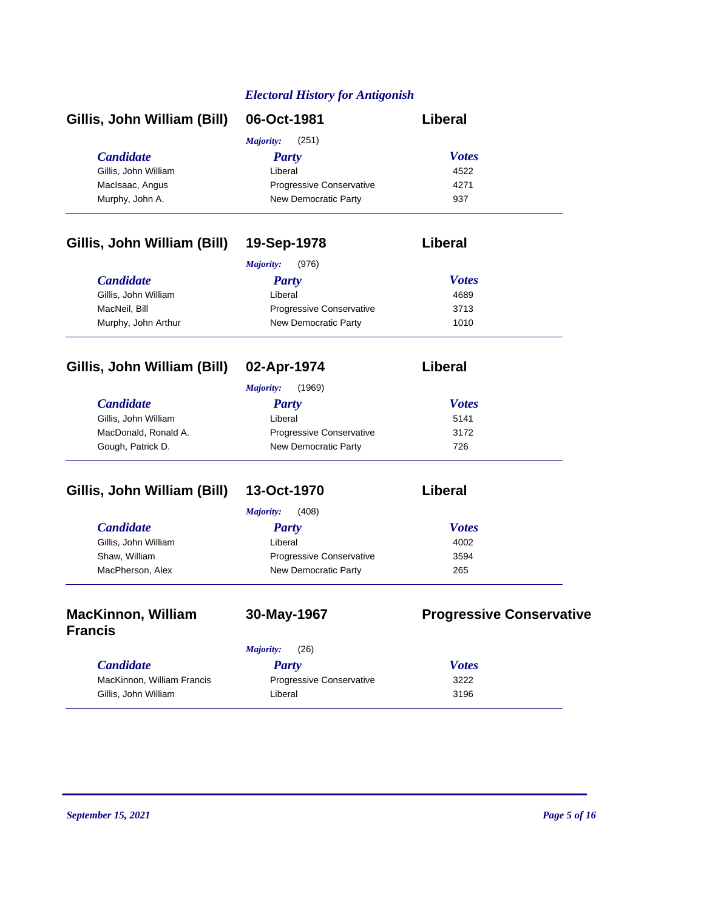*Electoral History for Antigonish*

### Gillis, John William (Bill) — 06-Oct-1981 — Liberal

*Majority:* (251)

| *Candidate* | *Party* | *Votes* |
|---|---|---|
| Gillis, John William | Liberal | 4522 |
| MacIsaac, Angus | Progressive Conservative | 4271 |
| Murphy, John A. | New Democratic Party | 937 |

### Gillis, John William (Bill) — 19-Sep-1978 — Liberal

*Majority:* (976)

| *Candidate* | *Party* | *Votes* |
|---|---|---|
| Gillis, John William | Liberal | 4689 |
| MacNeil, Bill | Progressive Conservative | 3713 |
| Murphy, John Arthur | New Democratic Party | 1010 |

### Gillis, John William (Bill) — 02-Apr-1974 — Liberal

*Majority:* (1969)

| *Candidate* | *Party* | *Votes* |
|---|---|---|
| Gillis, John William | Liberal | 5141 |
| MacDonald, Ronald A. | Progressive Conservative | 3172 |
| Gough, Patrick D. | New Democratic Party | 726 |

### Gillis, John William (Bill) — 13-Oct-1970 — Liberal

*Majority:* (408)

| *Candidate* | *Party* | *Votes* |
|---|---|---|
| Gillis, John William | Liberal | 4002 |
| Shaw, William | Progressive Conservative | 3594 |
| MacPherson, Alex | New Democratic Party | 265 |

### MacKinnon, William Francis — 30-May-1967 — Progressive Conservative

*Majority:* (26)

| *Candidate* | *Party* | *Votes* |
|---|---|---|
| MacKinnon, William Francis | Progressive Conservative | 3222 |
| Gillis, John William | Liberal | 3196 |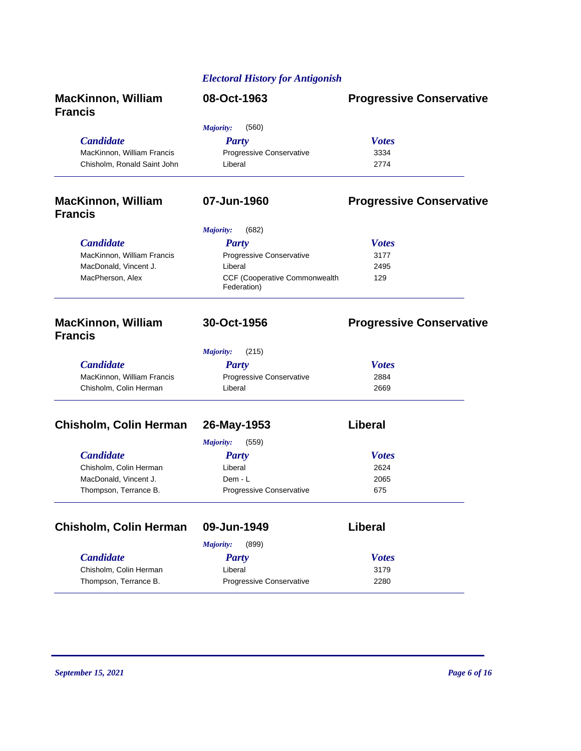*Electoral History for Antigonish*

## MacKinnon, William Francis — 08-Oct-1963 — Progressive Conservative

*Majority:* (560)

| Candidate | Party | Votes |
|---|---|---|
| MacKinnon, William Francis | Progressive Conservative | 3334 |
| Chisholm, Ronald Saint John | Liberal | 2774 |

## MacKinnon, William Francis — 07-Jun-1960 — Progressive Conservative

*Majority:* (682)

| Candidate | Party | Votes |
|---|---|---|
| MacKinnon, William Francis | Progressive Conservative | 3177 |
| MacDonald, Vincent J. | Liberal | 2495 |
| MacPherson, Alex | CCF (Cooperative Commonwealth Federation) | 129 |

## MacKinnon, William Francis — 30-Oct-1956 — Progressive Conservative

*Majority:* (215)

| Candidate | Party | Votes |
|---|---|---|
| MacKinnon, William Francis | Progressive Conservative | 2884 |
| Chisholm, Colin Herman | Liberal | 2669 |

## Chisholm, Colin Herman — 26-May-1953 — Liberal

*Majority:* (559)

| Candidate | Party | Votes |
|---|---|---|
| Chisholm, Colin Herman | Liberal | 2624 |
| MacDonald, Vincent J. | Dem - L | 2065 |
| Thompson, Terrance B. | Progressive Conservative | 675 |

## Chisholm, Colin Herman — 09-Jun-1949 — Liberal

*Majority:* (899)

| Candidate | Party | Votes |
|---|---|---|
| Chisholm, Colin Herman | Liberal | 3179 |
| Thompson, Terrance B. | Progressive Conservative | 2280 |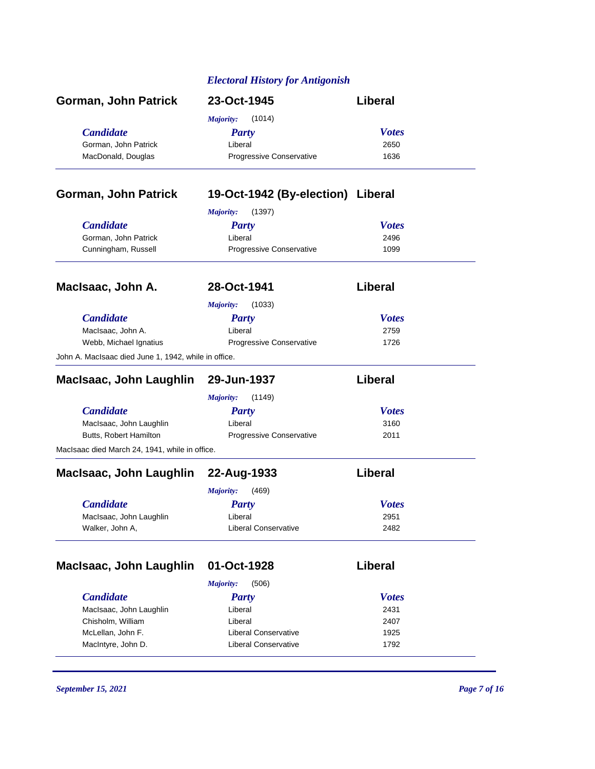*Electoral History for Antigonish*

## Gorman, John Patrick — 23-Oct-1945 — Liberal

*Majority:* (1014)

| Candidate | Party | Votes |
|---|---|---|
| Gorman, John Patrick | Liberal | 2650 |
| MacDonald, Douglas | Progressive Conservative | 1636 |

## Gorman, John Patrick — 19-Oct-1942 (By-election) — Liberal

*Majority:* (1397)

| Candidate | Party | Votes |
|---|---|---|
| Gorman, John Patrick | Liberal | 2496 |
| Cunningham, Russell | Progressive Conservative | 1099 |

## MacIsaac, John A. — 28-Oct-1941 — Liberal

*Majority:* (1033)

| Candidate | Party | Votes |
|---|---|---|
| MacIsaac, John A. | Liberal | 2759 |
| Webb, Michael Ignatius | Progressive Conservative | 1726 |

John A. MacIsaac died June 1, 1942, while in office.

## MacIsaac, John Laughlin — 29-Jun-1937 — Liberal

*Majority:* (1149)

| Candidate | Party | Votes |
|---|---|---|
| MacIsaac, John Laughlin | Liberal | 3160 |
| Butts, Robert Hamilton | Progressive Conservative | 2011 |

MacIsaac died March 24, 1941, while in office.

## MacIsaac, John Laughlin — 22-Aug-1933 — Liberal

*Majority:* (469)

| Candidate | Party | Votes |
|---|---|---|
| MacIsaac, John Laughlin | Liberal | 2951 |
| Walker, John A, | Liberal Conservative | 2482 |

## MacIsaac, John Laughlin — 01-Oct-1928 — Liberal

*Majority:* (506)

| Candidate | Party | Votes |
|---|---|---|
| MacIsaac, John Laughlin | Liberal | 2431 |
| Chisholm, William | Liberal | 2407 |
| McLellan, John F. | Liberal Conservative | 1925 |
| MacIntyre, John D. | Liberal Conservative | 1792 |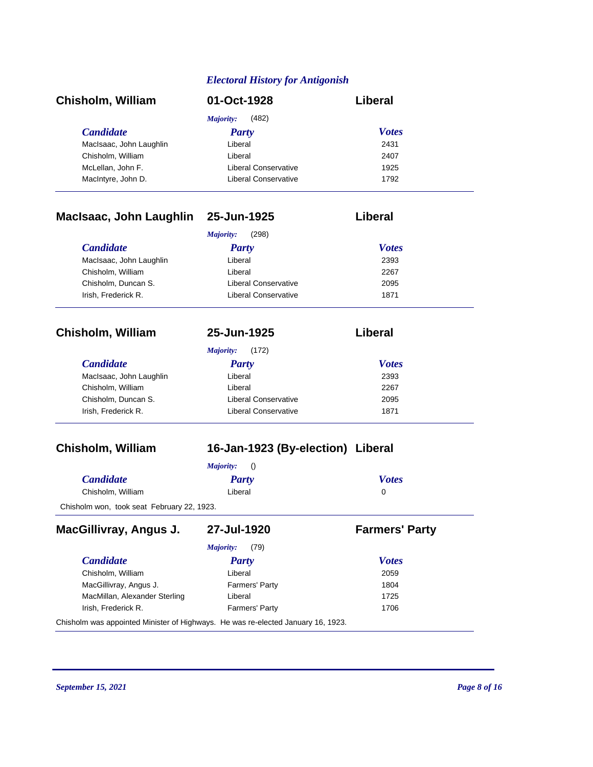## Electoral History for Antigonish

### Chisholm, William — 01-Oct-1928 — Liberal

*Majority:* (482)

| Candidate | Party | Votes |
|---|---|---|
| MacIsaac, John Laughlin | Liberal | 2431 |
| Chisholm, William | Liberal | 2407 |
| McLellan, John F. | Liberal Conservative | 1925 |
| MacIntyre, John D. | Liberal Conservative | 1792 |

### MacIsaac, John Laughlin — 25-Jun-1925 — Liberal

*Majority:* (298)

| Candidate | Party | Votes |
|---|---|---|
| MacIsaac, John Laughlin | Liberal | 2393 |
| Chisholm, William | Liberal | 2267 |
| Chisholm, Duncan S. | Liberal Conservative | 2095 |
| Irish, Frederick R. | Liberal Conservative | 1871 |

### Chisholm, William — 25-Jun-1925 — Liberal

*Majority:* (172)

| Candidate | Party | Votes |
|---|---|---|
| MacIsaac, John Laughlin | Liberal | 2393 |
| Chisholm, William | Liberal | 2267 |
| Chisholm, Duncan S. | Liberal Conservative | 2095 |
| Irish, Frederick R. | Liberal Conservative | 1871 |

### Chisholm, William — 16-Jan-1923 (By-election) — Liberal

*Majority:* ()

| Candidate | Party | Votes |
|---|---|---|
| Chisholm, William | Liberal | 0 |

Chisholm won, took seat February 22, 1923.

### MacGillivray, Angus J. — 27-Jul-1920 — Farmers' Party

*Majority:* (79)

| Candidate | Party | Votes |
|---|---|---|
| Chisholm, William | Liberal | 2059 |
| MacGillivray, Angus J. | Farmers' Party | 1804 |
| MacMillan, Alexander Sterling | Liberal | 1725 |
| Irish, Frederick R. | Farmers' Party | 1706 |

Chisholm was appointed Minister of Highways. He was re-elected January 16, 1923.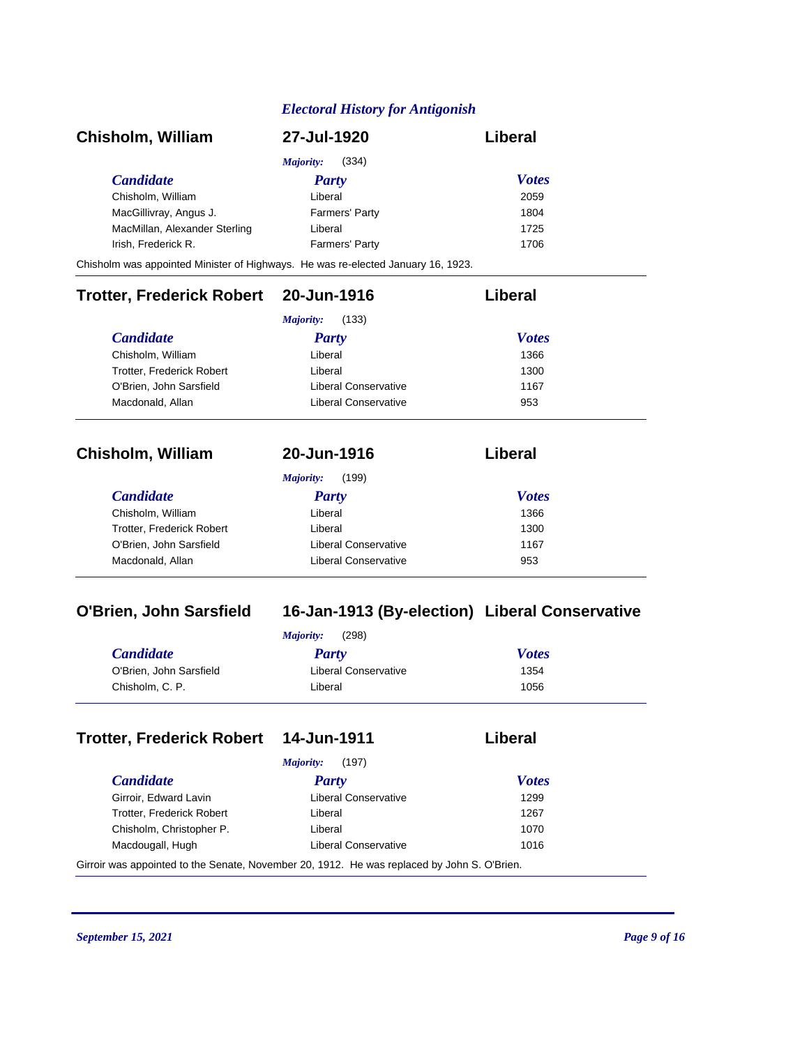## Electronic History for Antigonish

### Chisholm, William — 27-Jul-1920 — Liberal

*Majority:* (334)

| Candidate | Party | Votes |
|---|---|---|
| Chisholm, William | Liberal | 2059 |
| MacGillivray, Angus J. | Farmers' Party | 1804 |
| MacMillan, Alexander Sterling | Liberal | 1725 |
| Irish, Frederick R. | Farmers' Party | 1706 |

Chisholm was appointed Minister of Highways. He was re-elected January 16, 1923.

### Trotter, Frederick Robert — 20-Jun-1916 — Liberal

*Majority:* (133)

| Candidate | Party | Votes |
|---|---|---|
| Chisholm, William | Liberal | 1366 |
| Trotter, Frederick Robert | Liberal | 1300 |
| O'Brien, John Sarsfield | Liberal Conservative | 1167 |
| Macdonald, Allan | Liberal Conservative | 953 |

### Chisholm, William — 20-Jun-1916 — Liberal

*Majority:* (199)

| Candidate | Party | Votes |
|---|---|---|
| Chisholm, William | Liberal | 1366 |
| Trotter, Frederick Robert | Liberal | 1300 |
| O'Brien, John Sarsfield | Liberal Conservative | 1167 |
| Macdonald, Allan | Liberal Conservative | 953 |

### O'Brien, John Sarsfield — 16-Jan-1913 (By-election) — Liberal Conservative

*Majority:* (298)

| Candidate | Party | Votes |
|---|---|---|
| O'Brien, John Sarsfield | Liberal Conservative | 1354 |
| Chisholm, C. P. | Liberal | 1056 |

### Trotter, Frederick Robert — 14-Jun-1911 — Liberal

*Majority:* (197)

| Candidate | Party | Votes |
|---|---|---|
| Girroir, Edward Lavin | Liberal Conservative | 1299 |
| Trotter, Frederick Robert | Liberal | 1267 |
| Chisholm, Christopher P. | Liberal | 1070 |
| Macdougall, Hugh | Liberal Conservative | 1016 |

Girroir was appointed to the Senate, November 20, 1912. He was replaced by John S. O'Brien.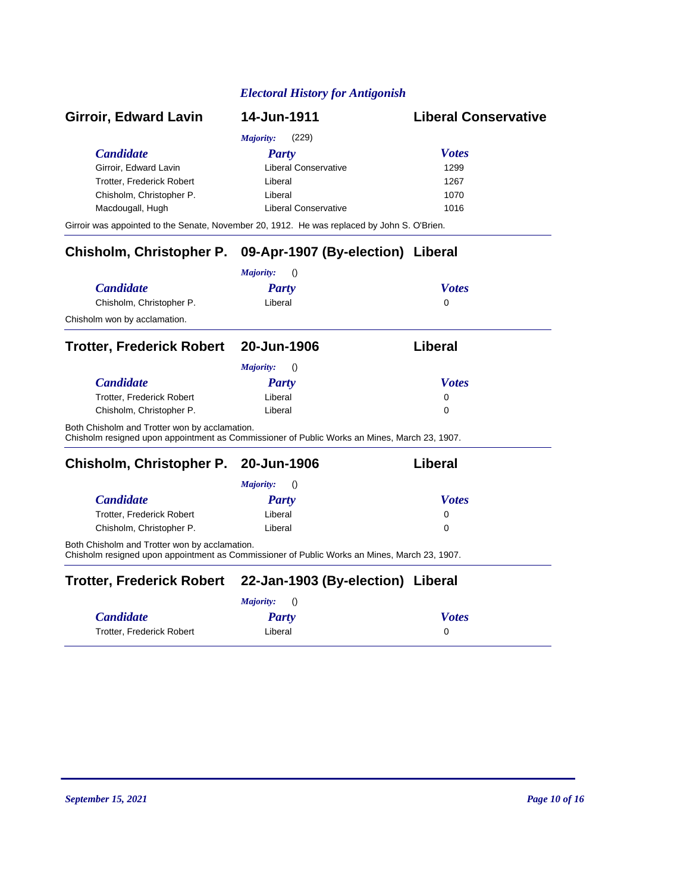*Electoral History for Antigonish*

## Girroir, Edward Lavin — 14-Jun-1911 — Liberal Conservative

*Majority:* (229)

| Candidate | Party | Votes |
| --- | --- | --- |
| Girroir, Edward Lavin | Liberal Conservative | 1299 |
| Trotter, Frederick Robert | Liberal | 1267 |
| Chisholm, Christopher P. | Liberal | 1070 |
| Macdougall, Hugh | Liberal Conservative | 1016 |

Girroir was appointed to the Senate, November 20, 1912. He was replaced by John S. O'Brien.

## Chisholm, Christopher P. — 09-Apr-1907 (By-election) — Liberal

*Majority:* ()

| Candidate | Party | Votes |
| --- | --- | --- |
| Chisholm, Christopher P. | Liberal | 0 |

Chisholm won by acclamation.

## Trotter, Frederick Robert — 20-Jun-1906 — Liberal

*Majority:* ()

| Candidate | Party | Votes |
| --- | --- | --- |
| Trotter, Frederick Robert | Liberal | 0 |
| Chisholm, Christopher P. | Liberal | 0 |

Both Chisholm and Trotter won by acclamation.
Chisholm resigned upon appointment as Commissioner of Public Works an Mines, March 23, 1907.

## Chisholm, Christopher P. — 20-Jun-1906 — Liberal

*Majority:* ()

| Candidate | Party | Votes |
| --- | --- | --- |
| Trotter, Frederick Robert | Liberal | 0 |
| Chisholm, Christopher P. | Liberal | 0 |

Both Chisholm and Trotter won by acclamation.
Chisholm resigned upon appointment as Commissioner of Public Works an Mines, March 23, 1907.

## Trotter, Frederick Robert — 22-Jan-1903 (By-election) — Liberal

*Majority:* ()

| Candidate | Party | Votes |
| --- | --- | --- |
| Trotter, Frederick Robert | Liberal | 0 |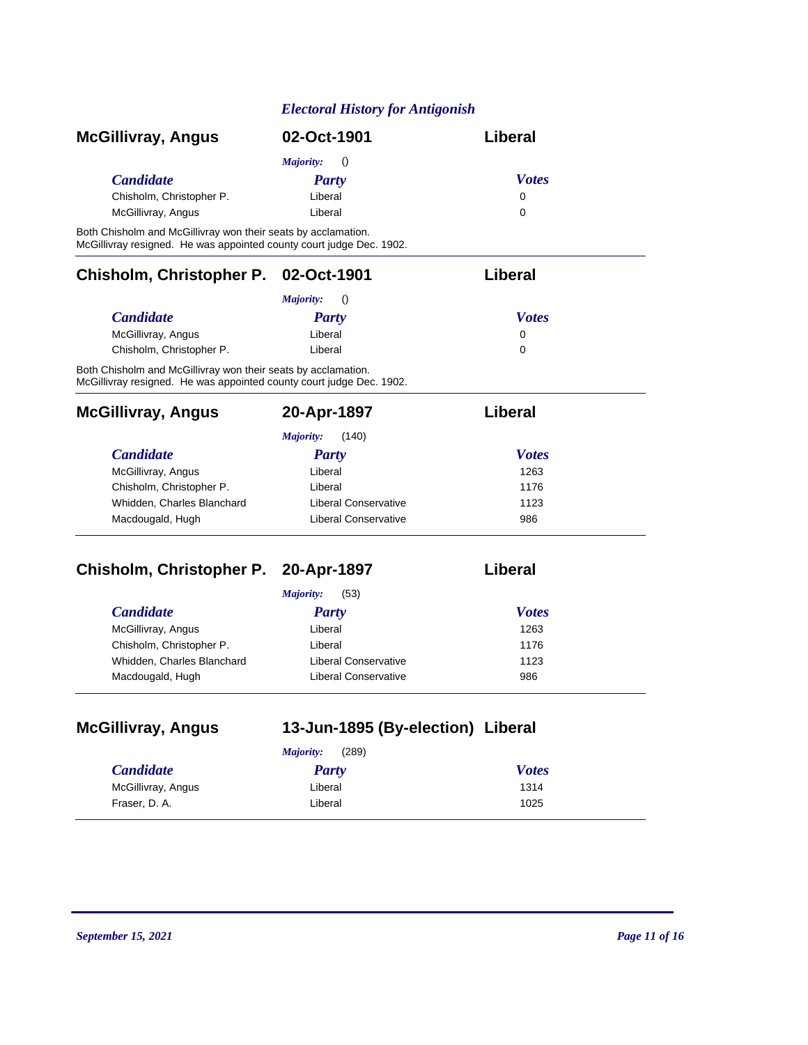*Electoral History for Antigonish*

## McGillivray, Angus — 02-Oct-1901 — Liberal

*Majority:* ()

| Candidate | Party | Votes |
|---|---|---|
| Chisholm, Christopher P. | Liberal | 0 |
| McGillivray, Angus | Liberal | 0 |

Both Chisholm and McGillivray won their seats by acclamation.
McGillivray resigned. He was appointed county court judge Dec. 1902.

## Chisholm, Christopher P. — 02-Oct-1901 — Liberal

*Majority:* ()

| Candidate | Party | Votes |
|---|---|---|
| McGillivray, Angus | Liberal | 0 |
| Chisholm, Christopher P. | Liberal | 0 |

Both Chisholm and McGillivray won their seats by acclamation.
McGillivray resigned. He was appointed county court judge Dec. 1902.

## McGillivray, Angus — 20-Apr-1897 — Liberal

*Majority:* (140)

| Candidate | Party | Votes |
|---|---|---|
| McGillivray, Angus | Liberal | 1263 |
| Chisholm, Christopher P. | Liberal | 1176 |
| Whidden, Charles Blanchard | Liberal Conservative | 1123 |
| Macdougald, Hugh | Liberal Conservative | 986 |

## Chisholm, Christopher P. — 20-Apr-1897 — Liberal

*Majority:* (53)

| Candidate | Party | Votes |
|---|---|---|
| McGillivray, Angus | Liberal | 1263 |
| Chisholm, Christopher P. | Liberal | 1176 |
| Whidden, Charles Blanchard | Liberal Conservative | 1123 |
| Macdougald, Hugh | Liberal Conservative | 986 |

## McGillivray, Angus — 13-Jun-1895 (By-election) — Liberal

*Majority:* (289)

| Candidate | Party | Votes |
|---|---|---|
| McGillivray, Angus | Liberal | 1314 |
| Fraser, D. A. | Liberal | 1025 |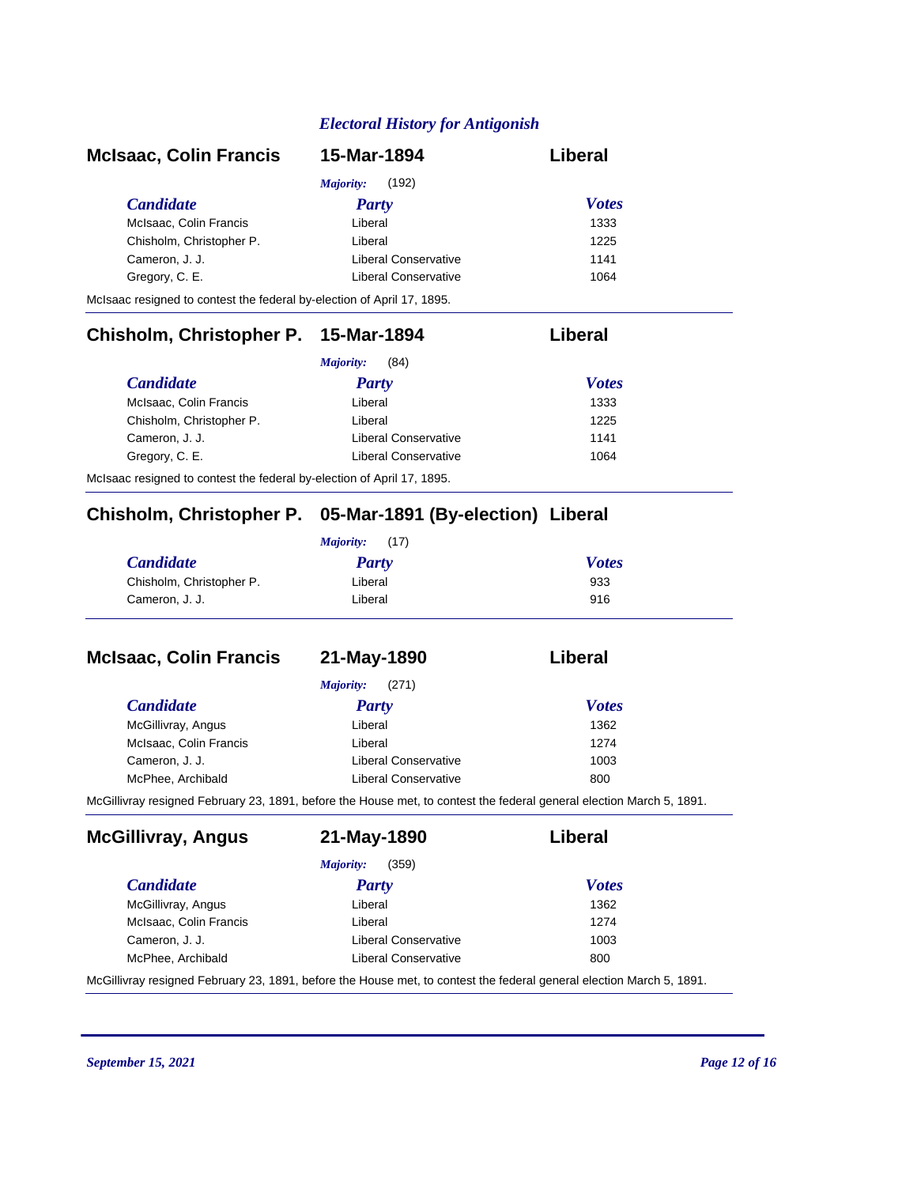## Electoral History for Antigonish

### McIsaac, Colin Francis — 15-Mar-1894 — Liberal

*Majority:* (192)

| Candidate | Party | Votes |
|---|---|---|
| McIsaac, Colin Francis | Liberal | 1333 |
| Chisholm, Christopher P. | Liberal | 1225 |
| Cameron, J. J. | Liberal Conservative | 1141 |
| Gregory, C. E. | Liberal Conservative | 1064 |

McIsaac resigned to contest the federal by-election of April 17, 1895.

### Chisholm, Christopher P. — 15-Mar-1894 — Liberal

*Majority:* (84)

| Candidate | Party | Votes |
|---|---|---|
| McIsaac, Colin Francis | Liberal | 1333 |
| Chisholm, Christopher P. | Liberal | 1225 |
| Cameron, J. J. | Liberal Conservative | 1141 |
| Gregory, C. E. | Liberal Conservative | 1064 |

McIsaac resigned to contest the federal by-election of April 17, 1895.

### Chisholm, Christopher P. — 05-Mar-1891 (By-election) — Liberal

*Majority:* (17)

| Candidate | Party | Votes |
|---|---|---|
| Chisholm, Christopher P. | Liberal | 933 |
| Cameron, J. J. | Liberal | 916 |

### McIsaac, Colin Francis — 21-May-1890 — Liberal

*Majority:* (271)

| Candidate | Party | Votes |
|---|---|---|
| McGillivray, Angus | Liberal | 1362 |
| McIsaac, Colin Francis | Liberal | 1274 |
| Cameron, J. J. | Liberal Conservative | 1003 |
| McPhee, Archibald | Liberal Conservative | 800 |

McGillivray resigned February 23, 1891, before the House met, to contest the federal general election March 5, 1891.

### McGillivray, Angus — 21-May-1890 — Liberal

*Majority:* (359)

| Candidate | Party | Votes |
|---|---|---|
| McGillivray, Angus | Liberal | 1362 |
| McIsaac, Colin Francis | Liberal | 1274 |
| Cameron, J. J. | Liberal Conservative | 1003 |
| McPhee, Archibald | Liberal Conservative | 800 |

McGillivray resigned February 23, 1891, before the House met, to contest the federal general election March 5, 1891.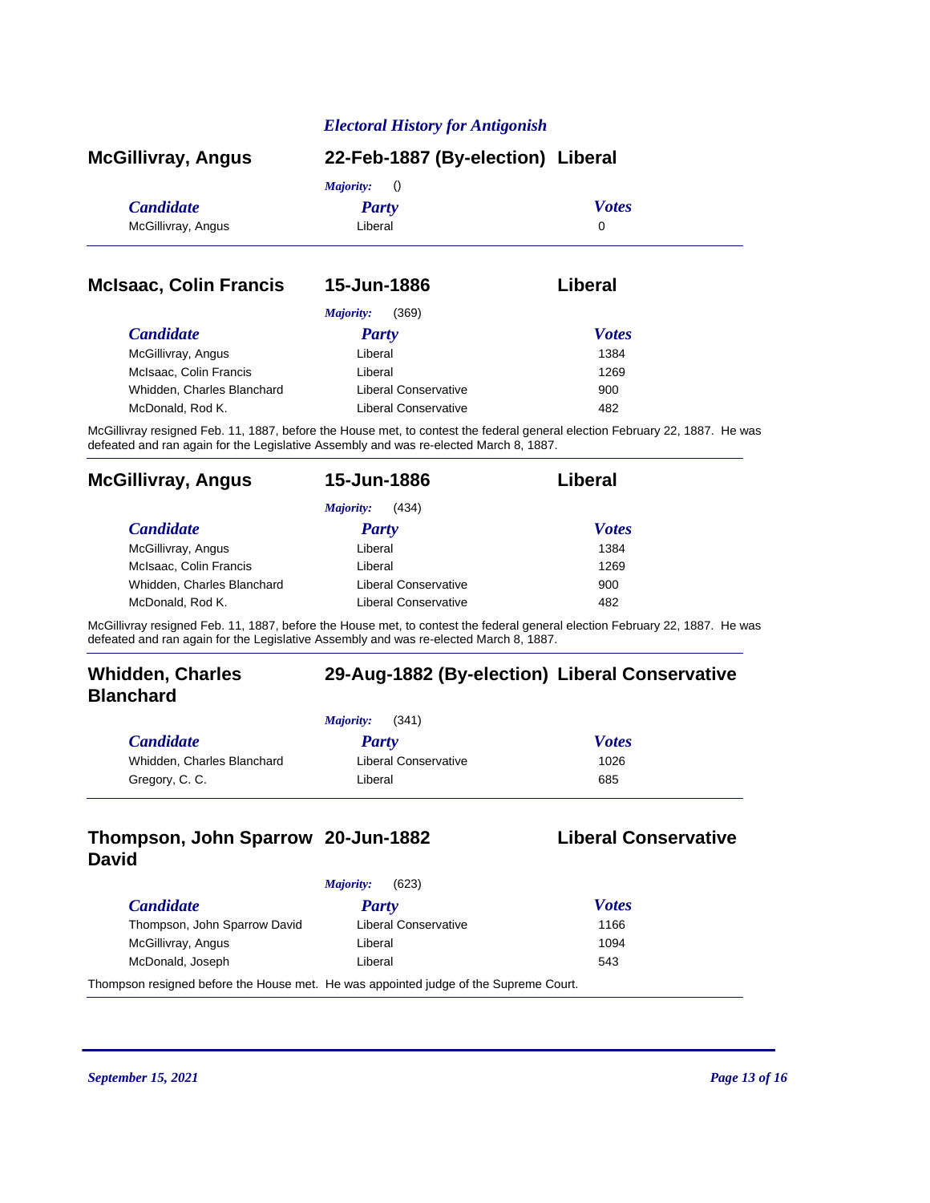## Electoral History for Antigonish

### McGillivray, Angus — 22-Feb-1887 (By-election) — Liberal

*Majority:* ()

| Candidate | Party | Votes |
|---|---|---|
| McGillivray, Angus | Liberal | 0 |

### McIsaac, Colin Francis — 15-Jun-1886 — Liberal

*Majority:* (369)

| Candidate | Party | Votes |
|---|---|---|
| McGillivray, Angus | Liberal | 1384 |
| McIsaac, Colin Francis | Liberal | 1269 |
| Whidden, Charles Blanchard | Liberal Conservative | 900 |
| McDonald, Rod K. | Liberal Conservative | 482 |

McGillivray resigned Feb. 11, 1887, before the House met, to contest the federal general election February 22, 1887. He was defeated and ran again for the Legislative Assembly and was re-elected March 8, 1887.

### McGillivray, Angus — 15-Jun-1886 — Liberal

*Majority:* (434)

| Candidate | Party | Votes |
|---|---|---|
| McGillivray, Angus | Liberal | 1384 |
| McIsaac, Colin Francis | Liberal | 1269 |
| Whidden, Charles Blanchard | Liberal Conservative | 900 |
| McDonald, Rod K. | Liberal Conservative | 482 |

McGillivray resigned Feb. 11, 1887, before the House met, to contest the federal general election February 22, 1887. He was defeated and ran again for the Legislative Assembly and was re-elected March 8, 1887.

### Whidden, Charles Blanchard — 29-Aug-1882 (By-election) — Liberal Conservative

*Majority:* (341)

| Candidate | Party | Votes |
|---|---|---|
| Whidden, Charles Blanchard | Liberal Conservative | 1026 |
| Gregory, C. C. | Liberal | 685 |

### Thompson, John Sparrow David — 20-Jun-1882 — Liberal Conservative

*Majority:* (623)

| Candidate | Party | Votes |
|---|---|---|
| Thompson, John Sparrow David | Liberal Conservative | 1166 |
| McGillivray, Angus | Liberal | 1094 |
| McDonald, Joseph | Liberal | 543 |

Thompson resigned before the House met. He was appointed judge of the Supreme Court.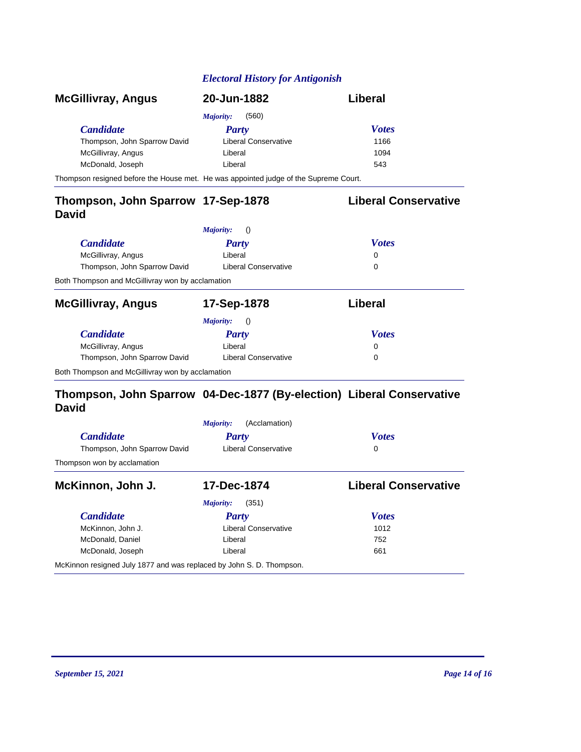## Electoral History for Antigonish

### McGillivray, Angus — 20-Jun-1882 — Liberal

*Majority:* (560)

| Candidate | Party | Votes |
| --- | --- | --- |
| Thompson, John Sparrow David | Liberal Conservative | 1166 |
| McGillivray, Angus | Liberal | 1094 |
| McDonald, Joseph | Liberal | 543 |

Thompson resigned before the House met. He was appointed judge of the Supreme Court.

### Thompson, John Sparrow David — 17-Sep-1878 — Liberal Conservative

*Majority:* ()

| Candidate | Party | Votes |
| --- | --- | --- |
| McGillivray, Angus | Liberal | 0 |
| Thompson, John Sparrow David | Liberal Conservative | 0 |

Both Thompson and McGillivray won by acclamation

### McGillivray, Angus — 17-Sep-1878 — Liberal

*Majority:* ()

| Candidate | Party | Votes |
| --- | --- | --- |
| McGillivray, Angus | Liberal | 0 |
| Thompson, John Sparrow David | Liberal Conservative | 0 |

Both Thompson and McGillivray won by acclamation

### Thompson, John Sparrow David — 04-Dec-1877 (By-election) — Liberal Conservative

*Majority:* (Acclamation)

| Candidate | Party | Votes |
| --- | --- | --- |
| Thompson, John Sparrow David | Liberal Conservative | 0 |

Thompson won by acclamation

### McKinnon, John J. — 17-Dec-1874 — Liberal Conservative

*Majority:* (351)

| Candidate | Party | Votes |
| --- | --- | --- |
| McKinnon, John J. | Liberal Conservative | 1012 |
| McDonald, Daniel | Liberal | 752 |
| McDonald, Joseph | Liberal | 661 |

McKinnon resigned July 1877 and was replaced by John S. D. Thompson.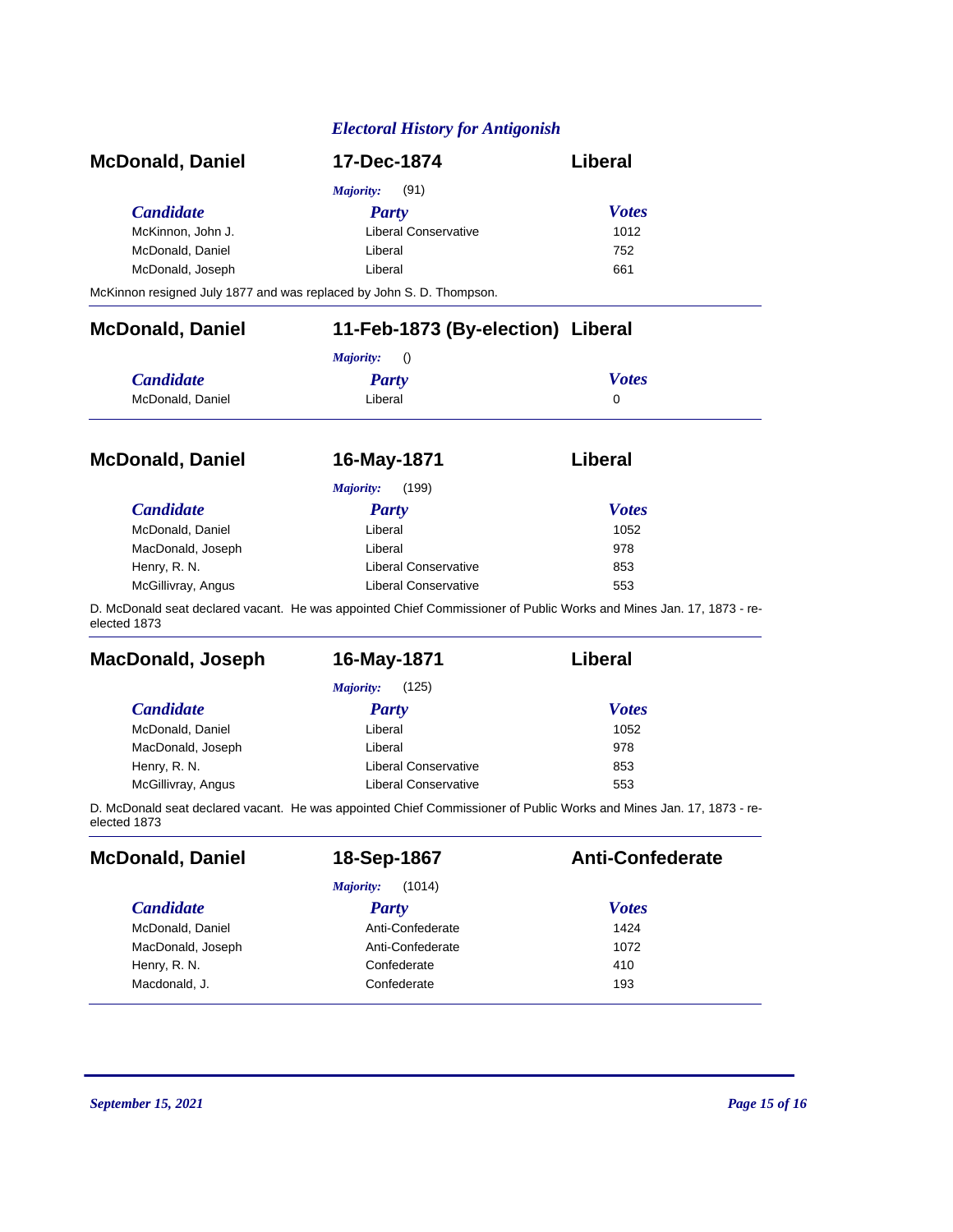*Electoral History for Antigonish*

## McDonald, Daniel — 17-Dec-1874 — Liberal

*Majority:* (91)

| Candidate | Party | Votes |
|---|---|---|
| McKinnon, John J. | Liberal Conservative | 1012 |
| McDonald, Daniel | Liberal | 752 |
| McDonald, Joseph | Liberal | 661 |

McKinnon resigned July 1877 and was replaced by John S. D. Thompson.

## McDonald, Daniel — 11-Feb-1873 (By-election) — Liberal

*Majority:* ()

| Candidate | Party | Votes |
|---|---|---|
| McDonald, Daniel | Liberal | 0 |

## McDonald, Daniel — 16-May-1871 — Liberal

*Majority:* (199)

| Candidate | Party | Votes |
|---|---|---|
| McDonald, Daniel | Liberal | 1052 |
| MacDonald, Joseph | Liberal | 978 |
| Henry, R. N. | Liberal Conservative | 853 |
| McGillivray, Angus | Liberal Conservative | 553 |

D. McDonald seat declared vacant. He was appointed Chief Commissioner of Public Works and Mines Jan. 17, 1873 - re-elected 1873

## MacDonald, Joseph — 16-May-1871 — Liberal

*Majority:* (125)

| Candidate | Party | Votes |
|---|---|---|
| McDonald, Daniel | Liberal | 1052 |
| MacDonald, Joseph | Liberal | 978 |
| Henry, R. N. | Liberal Conservative | 853 |
| McGillivray, Angus | Liberal Conservative | 553 |

D. McDonald seat declared vacant. He was appointed Chief Commissioner of Public Works and Mines Jan. 17, 1873 - re-elected 1873

## McDonald, Daniel — 18-Sep-1867 — Anti-Confederate

*Majority:* (1014)

| Candidate | Party | Votes |
|---|---|---|
| McDonald, Daniel | Anti-Confederate | 1424 |
| MacDonald, Joseph | Anti-Confederate | 1072 |
| Henry, R. N. | Confederate | 410 |
| Macdonald, J. | Confederate | 193 |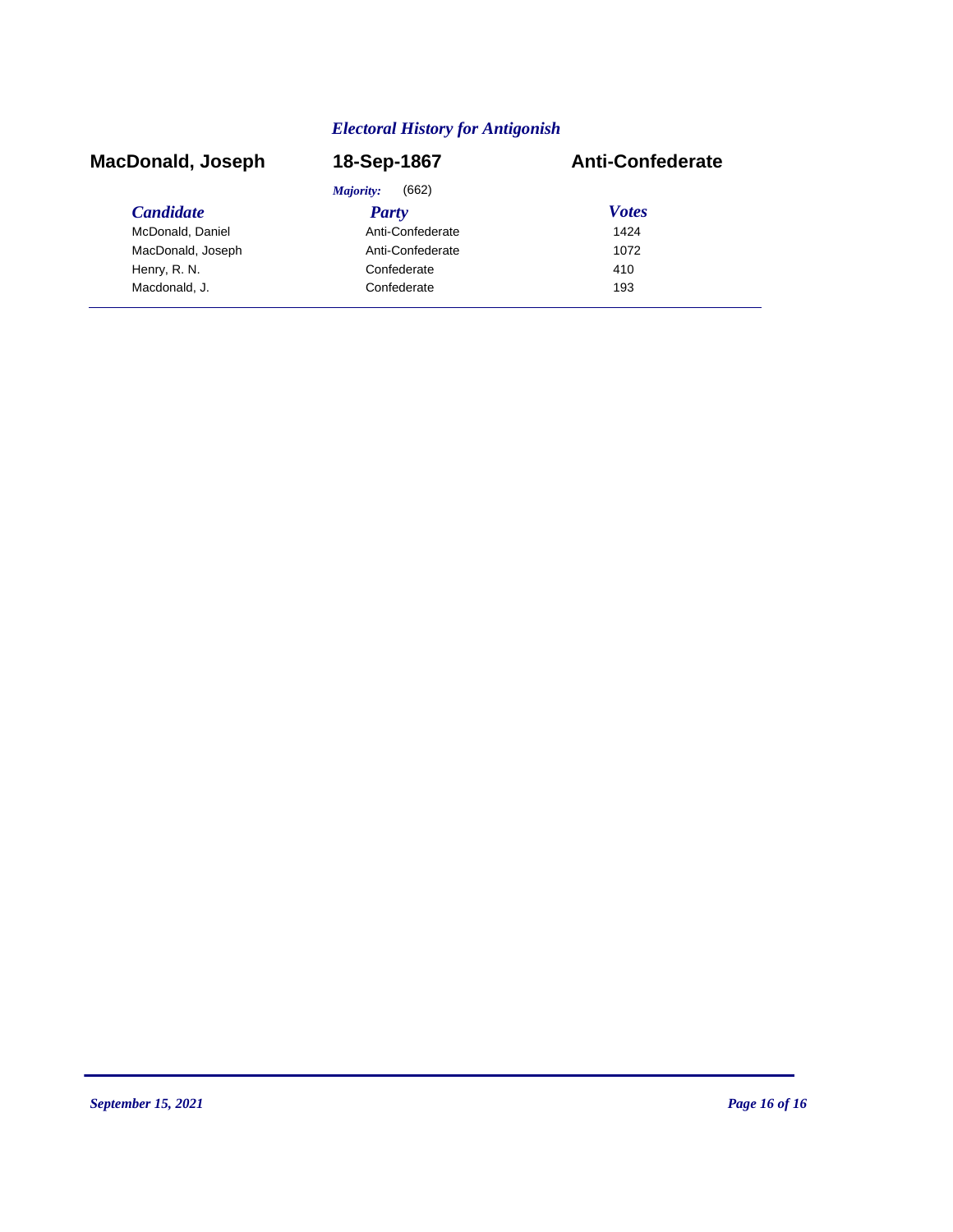*Electoral History for Antigonish*

**MacDonald, Joseph** **18-Sep-1867** **Anti-Confederate**

*Majority:* (662)

| *Candidate* | *Party* | *Votes* |
|---|---|---|
| McDonald, Daniel | Anti-Confederate | 1424 |
| MacDonald, Joseph | Anti-Confederate | 1072 |
| Henry, R. N. | Confederate | 410 |
| Macdonald, J. | Confederate | 193 |